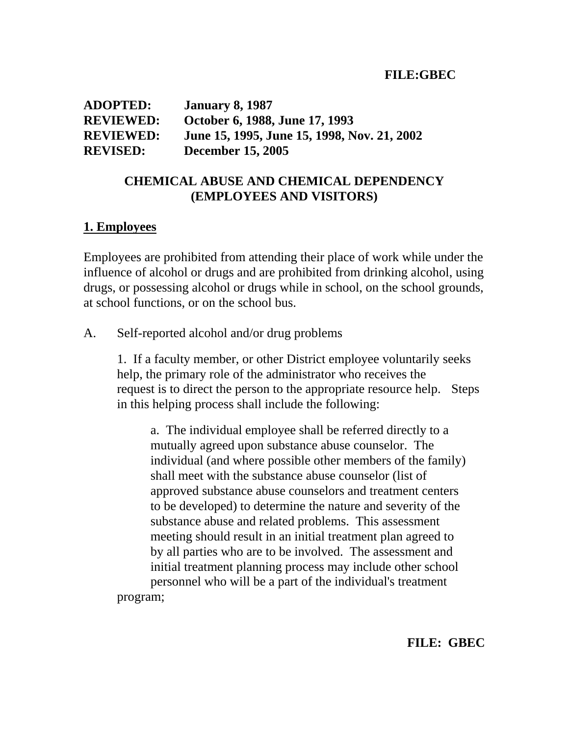**FILE:GBEC**

**ADOPTED:** January 8, 1987
**REVIEWED:** October 6, 1988, June 17, 1993
**REVIEWED:** June 15, 1995, June 15, 1998, Nov. 21, 2002
**REVISED:** December 15, 2005

# CHEMICAL ABUSE AND CHEMICAL DEPENDENCY (EMPLOYEES AND VISITORS)

## 1. Employees

Employees are prohibited from attending their place of work while under the influence of alcohol or drugs and are prohibited from drinking alcohol, using drugs, or possessing alcohol or drugs while in school, on the school grounds, at school functions, or on the school bus.

A. Self-reported alcohol and/or drug problems

1. If a faculty member, or other District employee voluntarily seeks help, the primary role of the administrator who receives the request is to direct the person to the appropriate resource help. Steps in this helping process shall include the following:

a. The individual employee shall be referred directly to a mutually agreed upon substance abuse counselor. The individual (and where possible other members of the family) shall meet with the substance abuse counselor (list of approved substance abuse counselors and treatment centers to be developed) to determine the nature and severity of the substance abuse and related problems. This assessment meeting should result in an initial treatment plan agreed to by all parties who are to be involved. The assessment and initial treatment planning process may include other school personnel who will be a part of the individual's treatment program;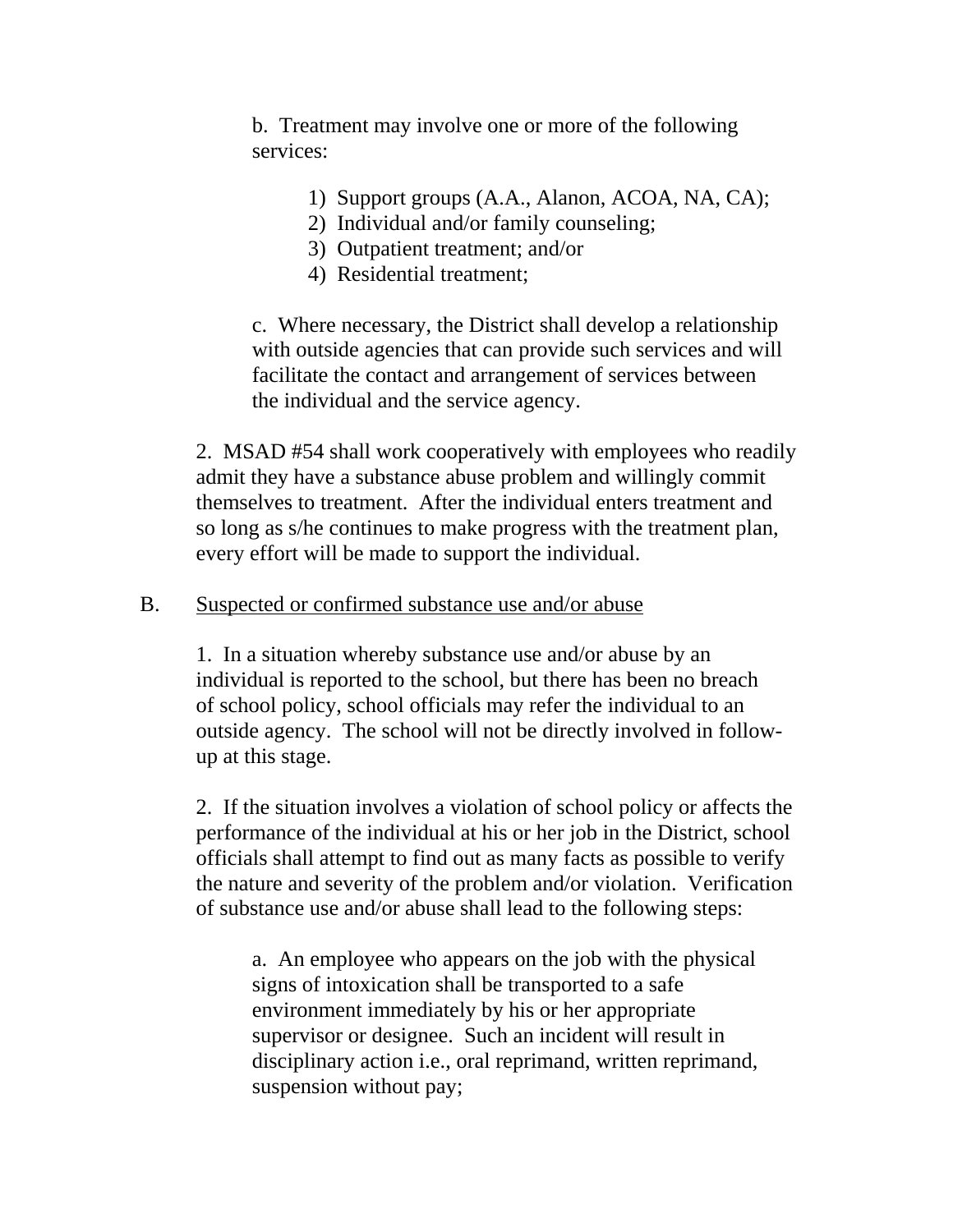b. Treatment may involve one or more of the following services:

1) Support groups (A.A., Alanon, ACOA, NA, CA);
2) Individual and/or family counseling;
3) Outpatient treatment; and/or
4) Residential treatment;

c. Where necessary, the District shall develop a relationship with outside agencies that can provide such services and will facilitate the contact and arrangement of services between the individual and the service agency.

2. MSAD #54 shall work cooperatively with employees who readily admit they have a substance abuse problem and willingly commit themselves to treatment. After the individual enters treatment and so long as s/he continues to make progress with the treatment plan, every effort will be made to support the individual.

B. Suspected or confirmed substance use and/or abuse

1. In a situation whereby substance use and/or abuse by an individual is reported to the school, but there has been no breach of school policy, school officials may refer the individual to an outside agency. The school will not be directly involved in follow-up at this stage.

2. If the situation involves a violation of school policy or affects the performance of the individual at his or her job in the District, school officials shall attempt to find out as many facts as possible to verify the nature and severity of the problem and/or violation. Verification of substance use and/or abuse shall lead to the following steps:

a. An employee who appears on the job with the physical signs of intoxication shall be transported to a safe environment immediately by his or her appropriate supervisor or designee. Such an incident will result in disciplinary action i.e., oral reprimand, written reprimand, suspension without pay;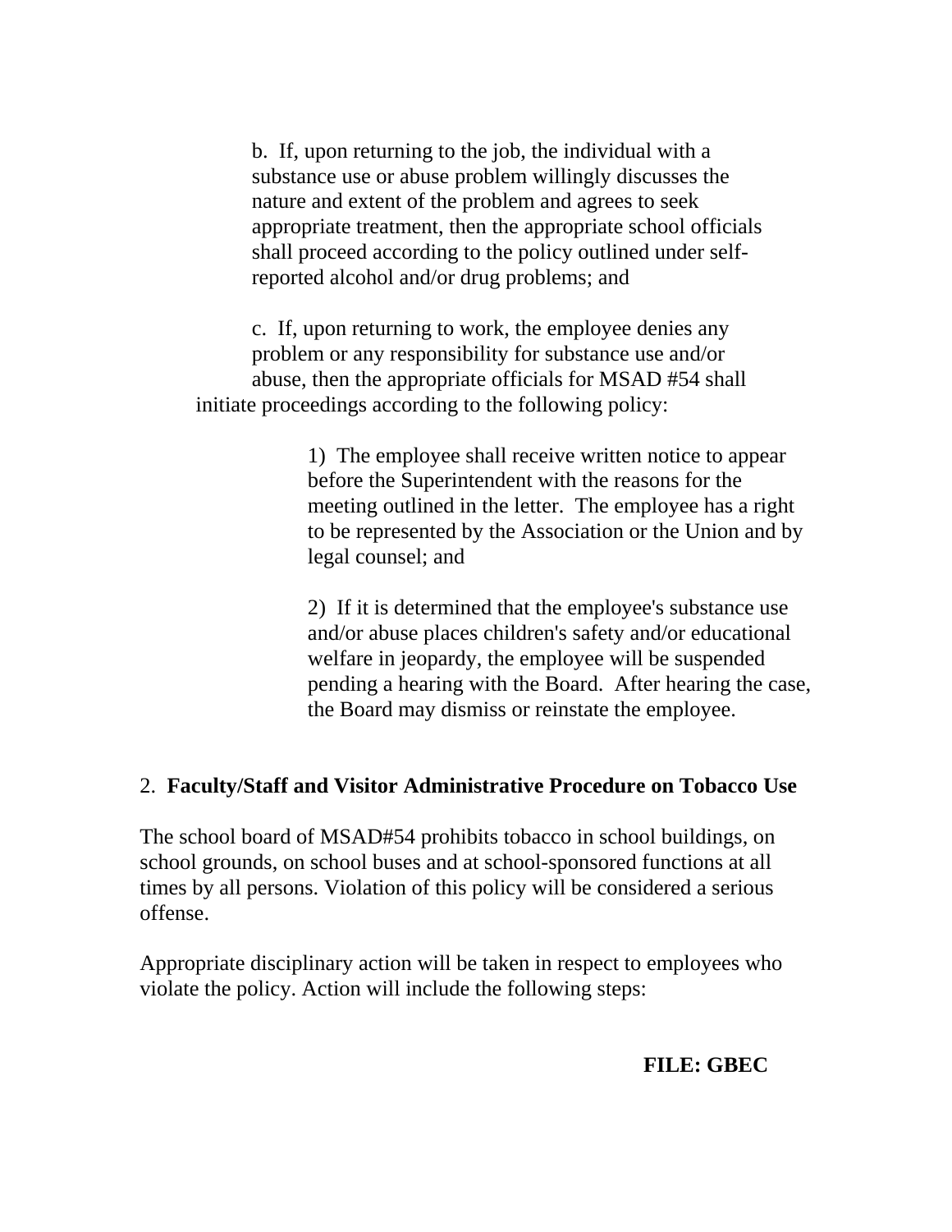b. If, upon returning to the job, the individual with a substance use or abuse problem willingly discusses the nature and extent of the problem and agrees to seek appropriate treatment, then the appropriate school officials shall proceed according to the policy outlined under self-reported alcohol and/or drug problems; and

c. If, upon returning to work, the employee denies any problem or any responsibility for substance use and/or abuse, then the appropriate officials for MSAD #54 shall initiate proceedings according to the following policy:

1) The employee shall receive written notice to appear before the Superintendent with the reasons for the meeting outlined in the letter. The employee has a right to be represented by the Association or the Union and by legal counsel; and

2) If it is determined that the employee's substance use and/or abuse places children's safety and/or educational welfare in jeopardy, the employee will be suspended pending a hearing with the Board. After hearing the case, the Board may dismiss or reinstate the employee.

2. **Faculty/Staff and Visitor Administrative Procedure on Tobacco Use**

The school board of MSAD#54 prohibits tobacco in school buildings, on school grounds, on school buses and at school-sponsored functions at all times by all persons. Violation of this policy will be considered a serious offense.

Appropriate disciplinary action will be taken in respect to employees who violate the policy. Action will include the following steps:

**FILE: GBEC**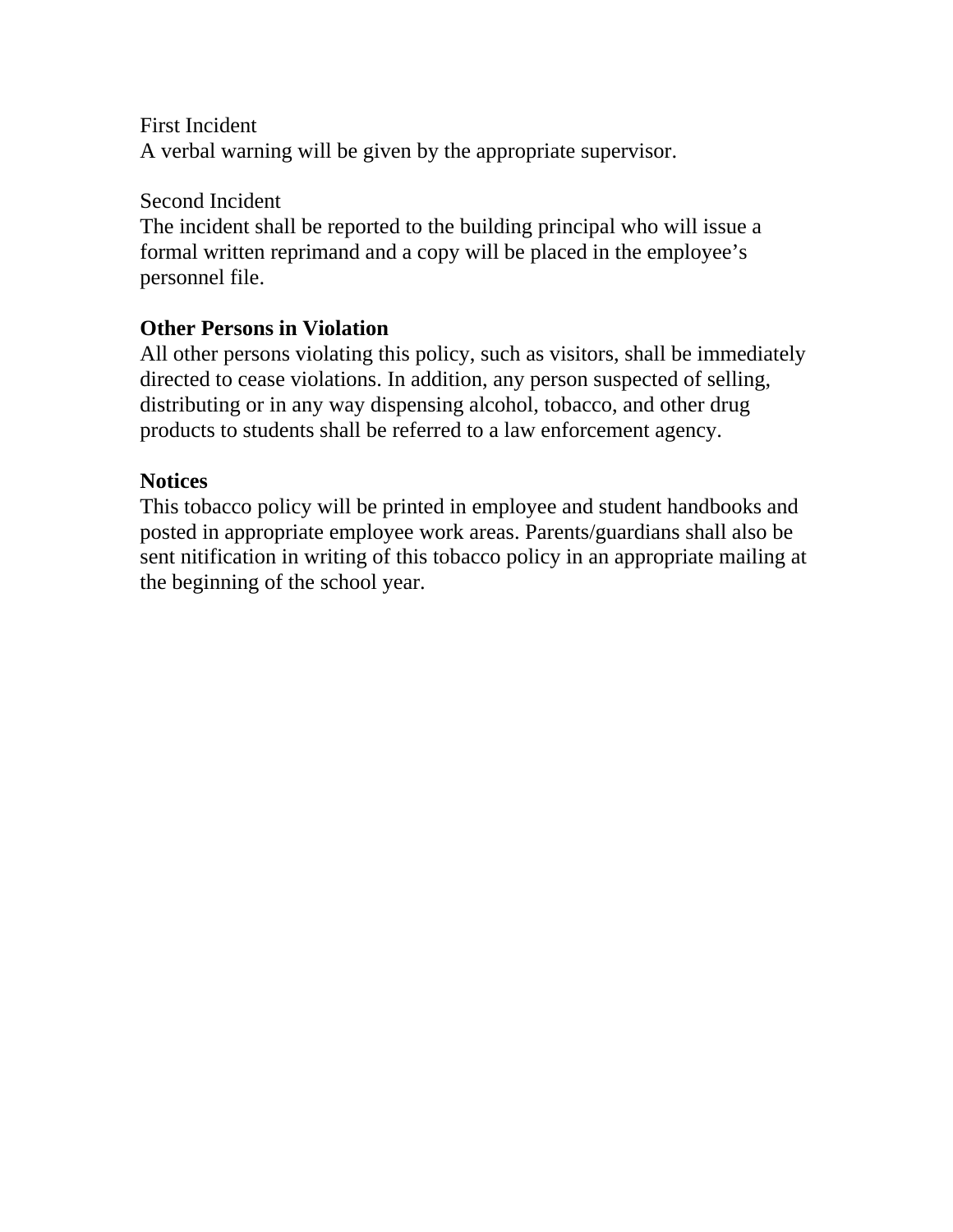First Incident
A verbal warning will be given by the appropriate supervisor.

Second Incident
The incident shall be reported to the building principal who will issue a formal written reprimand and a copy will be placed in the employee's personnel file.

**Other Persons in Violation**
All other persons violating this policy, such as visitors, shall be immediately directed to cease violations. In addition, any person suspected of selling, distributing or in any way dispensing alcohol, tobacco, and other drug products to students shall be referred to a law enforcement agency.

**Notices**
This tobacco policy will be printed in employee and student handbooks and posted in appropriate employee work areas. Parents/guardians shall also be sent nitification in writing of this tobacco policy in an appropriate mailing at the beginning of the school year.